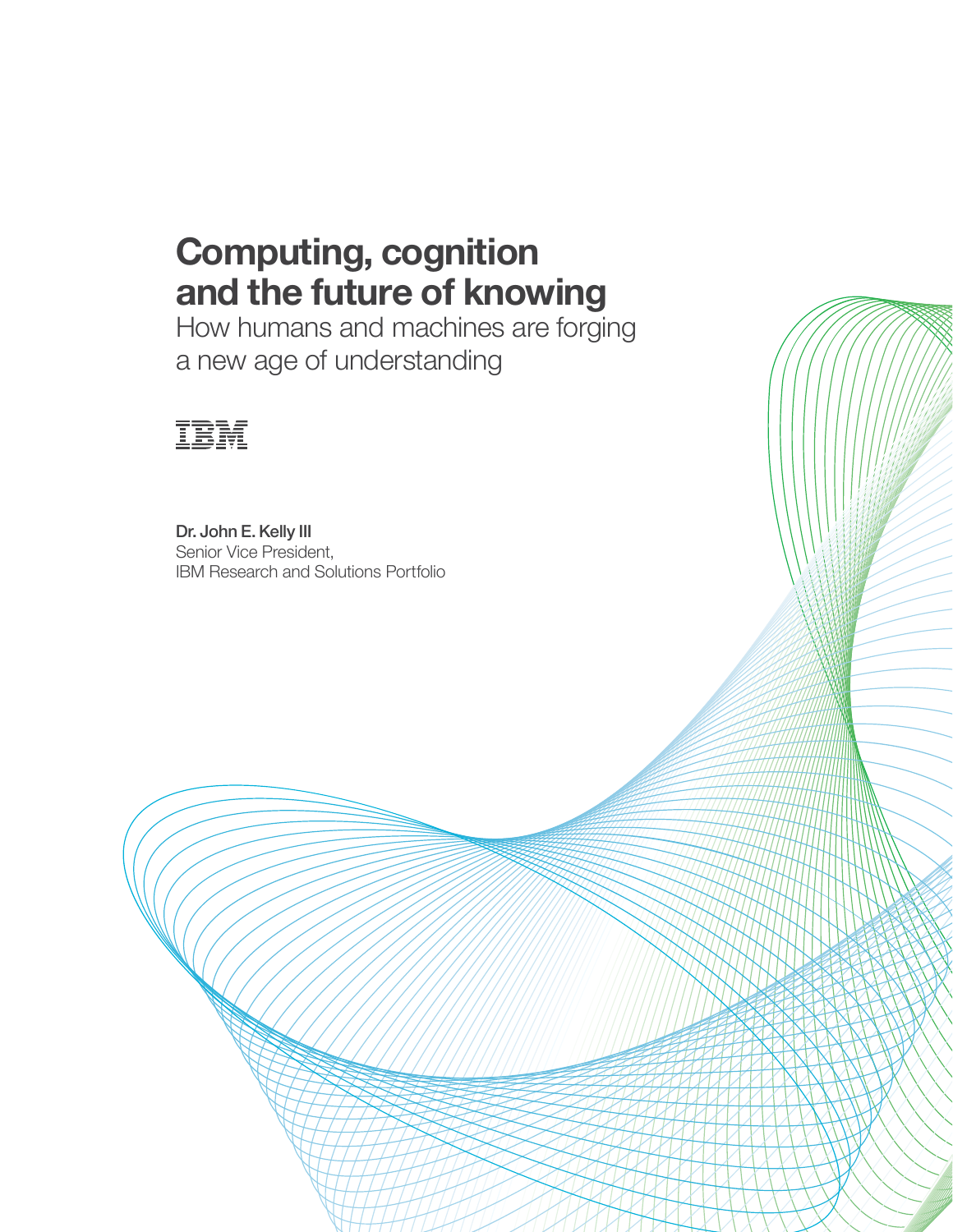# Computing, cognition and the future of knowing

How humans and machines are forging a new age of understanding

IBM

**Dr. John E. Kelly III**
Senior Vice President,
IBM Research and Solutions Portfolio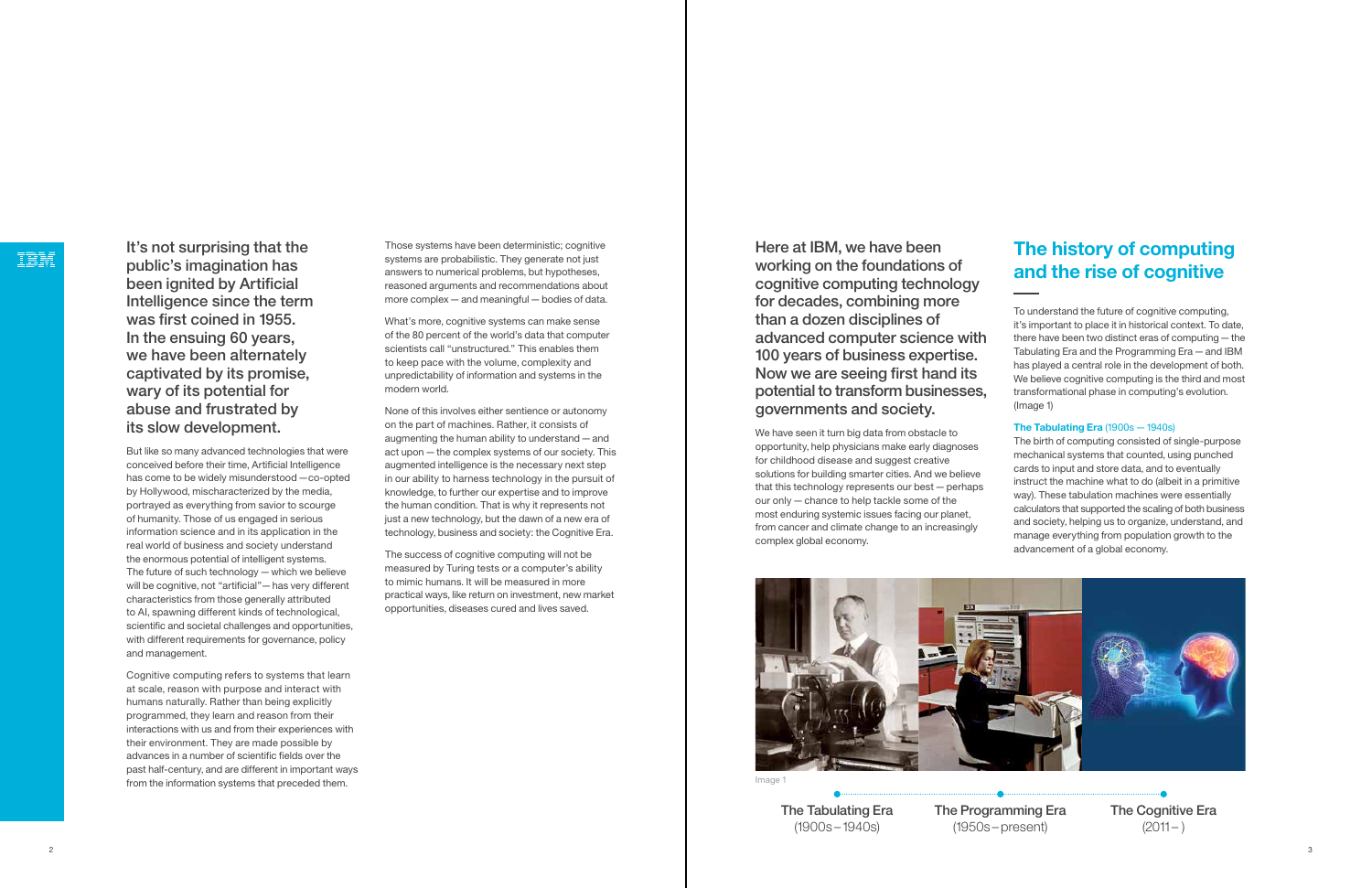It's not surprising that the public's imagination has been ignited by Artificial Intelligence since the term was first coined in 1955. In the ensuing 60 years, we have been alternately captivated by its promise, wary of its potential for abuse and frustrated by its slow development.

But like so many advanced technologies that were conceived before their time, Artificial Intelligence has come to be widely misunderstood — co-opted by Hollywood, mischaracterized by the media, portrayed as everything from savior to scourge of humanity. Those of us engaged in serious information science and in its application in the real world of business and society understand the enormous potential of intelligent systems. The future of such technology — which we believe will be cognitive, not "artificial" — has very different characteristics from those generally attributed to AI, spawning different kinds of technological, scientific and societal challenges and opportunities, with different requirements for governance, policy and management.

Cognitive computing refers to systems that learn at scale, reason with purpose and interact with humans naturally. Rather than being explicitly programmed, they learn and reason from their interactions with us and from their experiences with their environment. They are made possible by advances in a number of scientific fields over the past half-century, and are different in important ways from the information systems that preceded them.

Those systems have been deterministic; cognitive systems are probabilistic. They generate not just answers to numerical problems, but hypotheses, reasoned arguments and recommendations about more complex — and meaningful — bodies of data.

What's more, cognitive systems can make sense of the 80 percent of the world's data that computer scientists call "unstructured." This enables them to keep pace with the volume, complexity and unpredictability of information and systems in the modern world.

None of this involves either sentience or autonomy on the part of machines. Rather, it consists of augmenting the human ability to understand — and act upon — the complex systems of our society. This augmented intelligence is the necessary next step in our ability to harness technology in the pursuit of knowledge, to further our expertise and to improve the human condition. That is why it represents not just a new technology, but the dawn of a new era of technology, business and society: the Cognitive Era.

The success of cognitive computing will not be measured by Turing tests or a computer's ability to mimic humans. It will be measured in more practical ways, like return on investment, new market opportunities, diseases cured and lives saved.

Here at IBM, we have been working on the foundations of cognitive computing technology for decades, combining more than a dozen disciplines of advanced computer science with 100 years of business expertise. Now we are seeing first hand its potential to transform businesses, governments and society.

We have seen it turn big data from obstacle to opportunity, help physicians make early diagnoses for childhood disease and suggest creative solutions for building smarter cities. And we believe that this technology represents our best — perhaps our only — chance to help tackle some of the most enduring systemic issues facing our planet, from cancer and climate change to an increasingly complex global economy.

## The history of computing and the rise of cognitive

To understand the future of cognitive computing, it's important to place it in historical context. To date, there have been two distinct eras of computing — the Tabulating Era and the Programming Era — and IBM has played a central role in the development of both. We believe cognitive computing is the third and most transformational phase in computing's evolution. (Image 1)

**The Tabulating Era** (1900s — 1940s)
The birth of computing consisted of single-purpose mechanical systems that counted, using punched cards to input and store data, and to eventually instruct the machine what to do (albeit in a primitive way). These tabulation machines were essentially calculators that supported the scaling of both business and society, helping us to organize, understand, and manage everything from population growth to the advancement of a global economy.

Image 1

The Tabulating Era (1900s – 1940s) | The Programming Era (1950s – present) | The Cognitive Era (2011 – )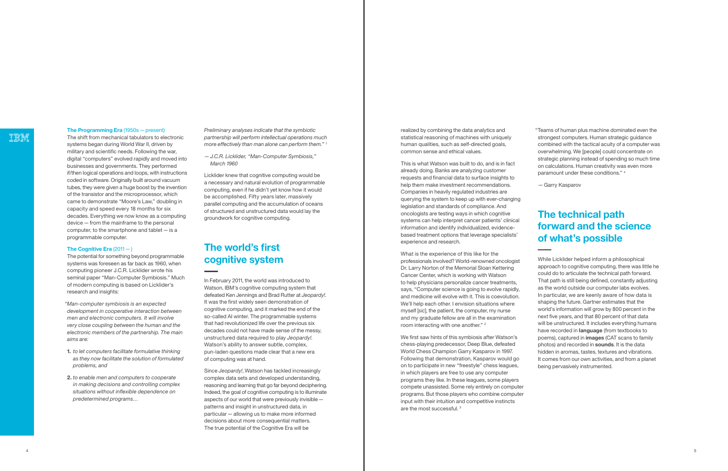**The Programming Era** (1950s — present)
The shift from mechanical tabulators to electronic systems began during World War II, driven by military and scientific needs. Following the war, digital "computers" evolved rapidly and moved into businesses and governments. They performed if/then logical operations and loops, with instructions coded in software. Originally built around vacuum tubes, they were given a huge boost by the invention of the transistor and the microprocessor, which came to demonstrate "Moore's Law," doubling in capacity and speed every 18 months for six decades. Everything we now know as a computing device — from the mainframe to the personal computer, to the smartphone and tablet — is a programmable computer.

**The Cognitive Era** (2011 — )
The potential for something beyond programmable systems was foreseen as far back as 1960, when computing pioneer J.C.R. Licklider wrote his seminal paper "Man-Computer Symbiosis." Much of modern computing is based on Licklider's research and insights:

*"Man-computer symbiosis is an expected development in cooperative interaction between men and electronic computers. It will involve very close coupling between the human and the electronic members of the partnership. The main aims are:*

1. *to let computers facilitate formulative thinking as they now facilitate the solution of formulated problems, and*
2. *to enable men and computers to cooperate in making decisions and controlling complex situations without inflexible dependence on predetermined programs…*

*Preliminary analyses indicate that the symbiotic partnership will perform intellectual operations much more effectively than man alone can perform them."* [1]

*— J.C.R. Licklider, "Man-Computer Symbiosis," March 1960*

Licklider knew that cognitive computing would be a necessary and natural evolution of programmable computing, even if he didn't yet know how it would be accomplished. Fifty years later, massively parallel computing and the accumulation of oceans of structured and unstructured data would lay the groundwork for cognitive computing.

## The world's first cognitive system

In February 2011, the world was introduced to Watson, IBM's cognitive computing system that defeated Ken Jennings and Brad Rutter at *Jeopardy!*. It was the first widely seen demonstration of cognitive computing, and it marked the end of the so-called AI winter. The programmable systems that had revolutionized life over the previous six decades could not have made sense of the messy, unstructured data required to play *Jeopardy!*. Watson's ability to answer subtle, complex, pun-laden questions made clear that a new era of computing was at hand.

Since *Jeopardy!*, Watson has tackled increasingly complex data sets and developed understanding, reasoning and learning that go far beyond deciphering. Indeed, the goal of cognitive computing is to illuminate aspects of our world that were previously invisible — patterns and insight in unstructured data, in particular — allowing us to make more informed decisions about more consequential matters. The true potential of the Cognitive Era will be realized by combining the data analytics and statistical reasoning of machines with uniquely human qualities, such as self-directed goals, common sense and ethical values.

This is what Watson was built to do, and is in fact already doing. Banks are analyzing customer requests and financial data to surface insights to help them make investment recommendations. Companies in heavily regulated industries are querying the system to keep up with ever-changing legislation and standards of compliance. And oncologists are testing ways in which cognitive systems can help interpret cancer patients' clinical information and identify individualized, evidence-based treatment options that leverage specialists' experience and research.

What is the experience of this like for the professionals involved? World-renowned oncologist Dr. Larry Norton of the Memorial Sloan Kettering Cancer Center, which is working with Watson to help physicians personalize cancer treatments, says, "Computer science is going to evolve rapidly, and medicine will evolve with it. This is coevolution. We'll help each other. I envision situations where myself [*sic*], the patient, the computer, my nurse and my graduate fellow are all in the examination room interacting with one another." [2]

We first saw hints of this symbiosis after Watson's chess-playing predecessor, Deep Blue, defeated World Chess Champion Garry Kasparov in 1997. Following that demonstration, Kasparov would go on to participate in new "freestyle" chess leagues, in which players are free to use any computer programs they like. In these leagues, some players compete unassisted. Some rely entirely on computer programs. But those players who combine computer input with their intuition and competitive instincts are the most successful. [3]

"Teams of human plus machine dominated even the strongest computers. Human strategic guidance combined with the tactical acuity of a computer was overwhelming. We [people] could concentrate on strategic planning instead of spending so much time on calculations. Human creativity was even more paramount under these conditions." [4]

— Garry Kasparov

## The technical path forward and the science of what's possible

While Licklider helped inform a philosophical approach to cognitive computing, there was little he could do to articulate the technical path forward. That path is still being defined, constantly adjusting as the world outside our computer labs evolves. In particular, we are keenly aware of how data is shaping the future. Gartner estimates that the world's information will grow by 800 percent in the next five years, and that 80 percent of that data will be unstructured. It includes everything humans have recorded in **language** (from textbooks to poems), captured in **images** (CAT scans to family photos) and recorded in **sounds**. It is the data hidden in aromas, tastes, textures and vibrations. It comes from our own activities, and from a planet being pervasively instrumented.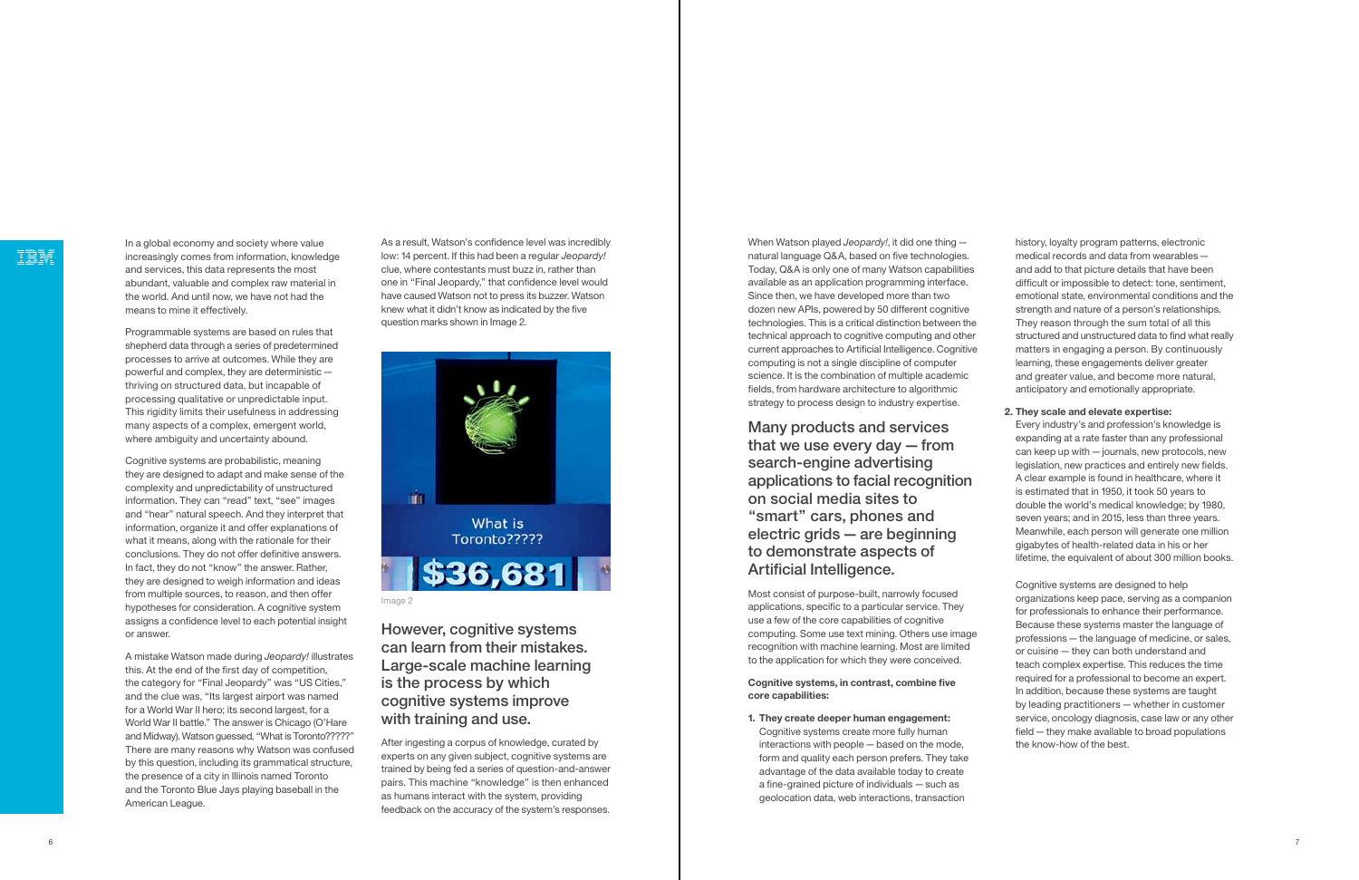In a global economy and society where value increasingly comes from information, knowledge and services, this data represents the most abundant, valuable and complex raw material in the world. And until now, we have not had the means to mine it effectively.

Programmable systems are based on rules that shepherd data through a series of predetermined processes to arrive at outcomes. While they are powerful and complex, they are deterministic — thriving on structured data, but incapable of processing qualitative or unpredictable input. This rigidity limits their usefulness in addressing many aspects of a complex, emergent world, where ambiguity and uncertainty abound.

Cognitive systems are probabilistic, meaning they are designed to adapt and make sense of the complexity and unpredictability of unstructured information. They can "read" text, "see" images and "hear" natural speech. And they interpret that information, organize it and offer explanations of what it means, along with the rationale for their conclusions. They do not offer definitive answers. In fact, they do not "know" the answer. Rather, they are designed to weigh information and ideas from multiple sources, to reason, and then offer hypotheses for consideration. A cognitive system assigns a confidence level to each potential insight or answer.

A mistake Watson made during *Jeopardy!* illustrates this. At the end of the first day of competition, the category for "Final Jeopardy" was "US Cities," and the clue was, "Its largest airport was named for a World War II hero; its second largest, for a World War II battle." The answer is Chicago (O'Hare and Midway). Watson guessed, "What is Toronto?????" There are many reasons why Watson was confused by this question, including its grammatical structure, the presence of a city in Illinois named Toronto and the Toronto Blue Jays playing baseball in the American League.

As a result, Watson's confidence level was incredibly low: 14 percent. If this had been a regular *Jeopardy!* clue, where contestants must buzz in, rather than one in "Final Jeopardy," that confidence level would have caused Watson not to press its buzzer. Watson knew what it didn't know as indicated by the five question marks shown in Image 2.

Image 2

## However, cognitive systems can learn from their mistakes. Large-scale machine learning is the process by which cognitive systems improve with training and use.

After ingesting a corpus of knowledge, curated by experts on any given subject, cognitive systems are trained by being fed a series of question-and-answer pairs. This machine "knowledge" is then enhanced as humans interact with the system, providing feedback on the accuracy of the system's responses.

When Watson played *Jeopardy!*, it did one thing — natural language Q&A, based on five technologies. Today, Q&A is only one of many Watson capabilities available as an application programming interface. Since then, we have developed more than two dozen new APIs, powered by 50 different cognitive technologies. This is a critical distinction between the technical approach to cognitive computing and other current approaches to Artificial Intelligence. Cognitive computing is not a single discipline of computer science. It is the combination of multiple academic fields, from hardware architecture to algorithmic strategy to process design to industry expertise.

## Many products and services that we use every day — from search-engine advertising applications to facial recognition on social media sites to "smart" cars, phones and electric grids — are beginning to demonstrate aspects of Artificial Intelligence.

Most consist of purpose-built, narrowly focused applications, specific to a particular service. They use a few of the core capabilities of cognitive computing. Some use text mining. Others use image recognition with machine learning. Most are limited to the application for which they were conceived.

**Cognitive systems, in contrast, combine five core capabilities:**

1. **They create deeper human engagement:** Cognitive systems create more fully human interactions with people — based on the mode, form and quality each person prefers. They take advantage of the data available today to create a fine-grained picture of individuals — such as geolocation data, web interactions, transaction history, loyalty program patterns, electronic medical records and data from wearables — and add to that picture details that have been difficult or impossible to detect: tone, sentiment, emotional state, environmental conditions and the strength and nature of a person's relationships. They reason through the sum total of all this structured and unstructured data to find what really matters in engaging a person. By continuously learning, these engagements deliver greater and greater value, and become more natural, anticipatory and emotionally appropriate.

2. **They scale and elevate expertise:** Every industry's and profession's knowledge is expanding at a rate faster than any professional can keep up with — journals, new protocols, new legislation, new practices and entirely new fields. A clear example is found in healthcare, where it is estimated that in 1950, it took 50 years to double the world's medical knowledge; by 1980, seven years; and in 2015, less than three years. Meanwhile, each person will generate one million gigabytes of health-related data in his or her lifetime, the equivalent of about 300 million books.

   Cognitive systems are designed to help organizations keep pace, serving as a companion for professionals to enhance their performance. Because these systems master the language of professions — the language of medicine, or sales, or cuisine — they can both understand and teach complex expertise. This reduces the time required for a professional to become an expert. In addition, because these systems are taught by leading practitioners — whether in customer service, oncology diagnosis, case law or any other field — they make available to broad populations the know-how of the best.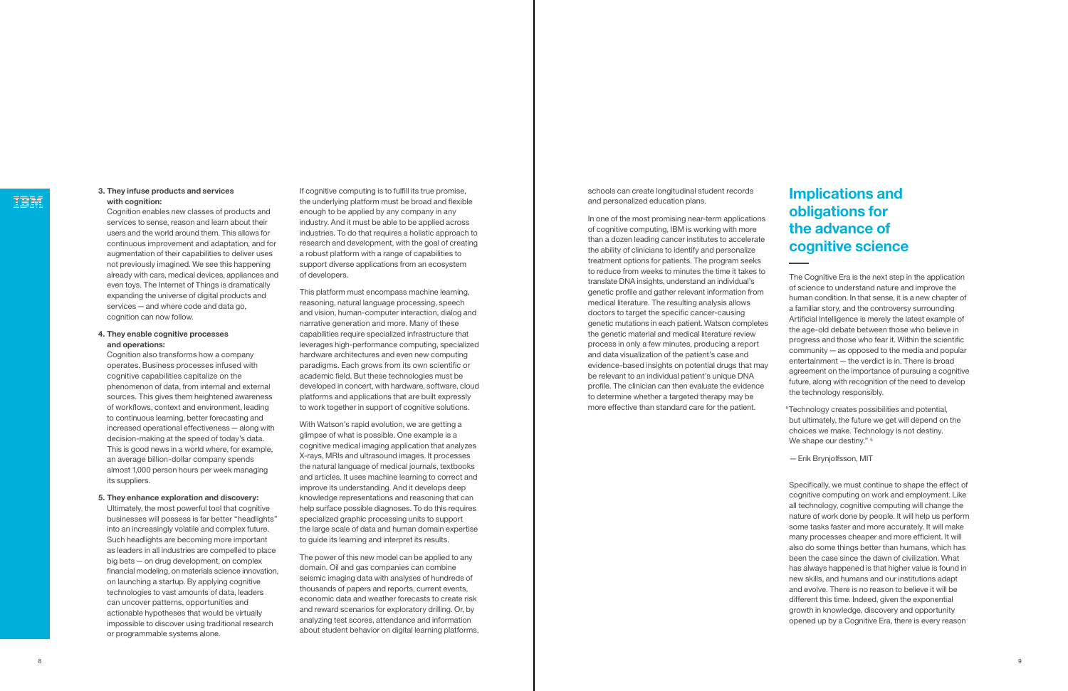3. **They infuse products and services with cognition:**
   Cognition enables new classes of products and services to sense, reason and learn about their users and the world around them. This allows for continuous improvement and adaptation, and for augmentation of their capabilities to deliver uses not previously imagined. We see this happening already with cars, medical devices, appliances and even toys. The Internet of Things is dramatically expanding the universe of digital products and services — and where code and data go, cognition can now follow.

4. **They enable cognitive processes and operations:**
   Cognition also transforms how a company operates. Business processes infused with cognitive capabilities capitalize on the phenomenon of data, from internal and external sources. This gives them heightened awareness of workflows, context and environment, leading to continuous learning, better forecasting and increased operational effectiveness — along with decision-making at the speed of today's data. This is good news in a world where, for example, an average billion-dollar company spends almost 1,000 person hours per week managing its suppliers.

5. **They enhance exploration and discovery:**
   Ultimately, the most powerful tool that cognitive businesses will possess is far better "headlights" into an increasingly volatile and complex future. Such headlights are becoming more important as leaders in all industries are compelled to place big bets — on drug development, on complex financial modeling, on materials science innovation, on launching a startup. By applying cognitive technologies to vast amounts of data, leaders can uncover patterns, opportunities and actionable hypotheses that would be virtually impossible to discover using traditional research or programmable systems alone.

If cognitive computing is to fulfill its true promise, the underlying platform must be broad and flexible enough to be applied by any company in any industry. And it must be able to be applied across industries. To do that requires a holistic approach to research and development, with the goal of creating a robust platform with a range of capabilities to support diverse applications from an ecosystem of developers.

This platform must encompass machine learning, reasoning, natural language processing, speech and vision, human-computer interaction, dialog and narrative generation and more. Many of these capabilities require specialized infrastructure that leverages high-performance computing, specialized hardware architectures and even new computing paradigms. Each grows from its own scientific or academic field. But these technologies must be developed in concert, with hardware, software, cloud platforms and applications that are built expressly to work together in support of cognitive solutions.

With Watson's rapid evolution, we are getting a glimpse of what is possible. One example is a cognitive medical imaging application that analyzes X-rays, MRIs and ultrasound images. It processes the natural language of medical journals, textbooks and articles. It uses machine learning to correct and improve its understanding. And it develops deep knowledge representations and reasoning that can help surface possible diagnoses. To do this requires specialized graphic processing units to support the large scale of data and human domain expertise to guide its learning and interpret its results.

The power of this new model can be applied to any domain. Oil and gas companies can combine seismic imaging data with analyses of hundreds of thousands of papers and reports, current events, economic data and weather forecasts to create risk and reward scenarios for exploratory drilling. Or, by analyzing test scores, attendance and information about student behavior on digital learning platforms, schools can create longitudinal student records and personalized education plans.

In one of the most promising near-term applications of cognitive computing, IBM is working with more than a dozen leading cancer institutes to accelerate the ability of clinicians to identify and personalize treatment options for patients. The program seeks to reduce from weeks to minutes the time it takes to translate DNA insights, understand an individual's genetic profile and gather relevant information from medical literature. The resulting analysis allows doctors to target the specific cancer-causing genetic mutations in each patient. Watson completes the genetic material and medical literature review process in only a few minutes, producing a report and data visualization of the patient's case and evidence-based insights on potential drugs that may be relevant to an individual patient's unique DNA profile. The clinician can then evaluate the evidence to determine whether a targeted therapy may be more effective than standard care for the patient.

## Implications and obligations for the advance of cognitive science

The Cognitive Era is the next step in the application of science to understand nature and improve the human condition. In that sense, it is a new chapter of a familiar story, and the controversy surrounding Artificial Intelligence is merely the latest example of the age-old debate between those who believe in progress and those who fear it. Within the scientific community — as opposed to the media and popular entertainment — the verdict is in. There is broad agreement on the importance of pursuing a cognitive future, along with recognition of the need to develop the technology responsibly.

> "Technology creates possibilities and potential, but ultimately, the future we get will depend on the choices we make. Technology is not destiny. We shape our destiny." [5]
>
> — Erik Brynjolfsson, MIT

Specifically, we must continue to shape the effect of cognitive computing on work and employment. Like all technology, cognitive computing will change the nature of work done by people. It will help us perform some tasks faster and more accurately. It will make many processes cheaper and more efficient. It will also do some things better than humans, which has been the case since the dawn of civilization. What has always happened is that higher value is found in new skills, and humans and our institutions adapt and evolve. There is no reason to believe it will be different this time. Indeed, given the exponential growth in knowledge, discovery and opportunity opened up by a Cognitive Era, there is every reason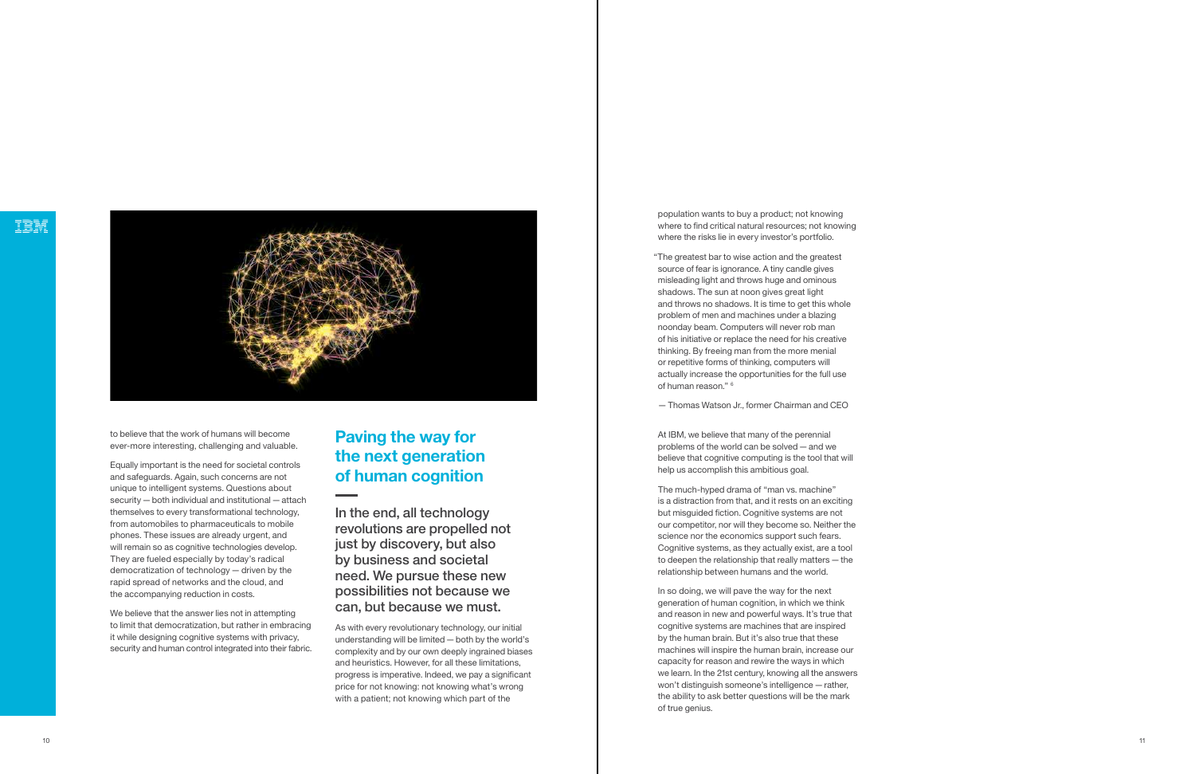to believe that the work of humans will become ever-more interesting, challenging and valuable.

Equally important is the need for societal controls and safeguards. Again, such concerns are not unique to intelligent systems. Questions about security — both individual and institutional — attach themselves to every transformational technology, from automobiles to pharmaceuticals to mobile phones. These issues are already urgent, and will remain so as cognitive technologies develop. They are fueled especially by today's radical democratization of technology — driven by the rapid spread of networks and the cloud, and the accompanying reduction in costs.

We believe that the answer lies not in attempting to limit that democratization, but rather in embracing it while designing cognitive systems with privacy, security and human control integrated into their fabric.

## Paving the way for the next generation of human cognition

**In the end, all technology revolutions are propelled not just by discovery, but also by business and societal need. We pursue these new possibilities not because we can, but because we must.**

As with every revolutionary technology, our initial understanding will be limited — both by the world's complexity and by our own deeply ingrained biases and heuristics. However, for all these limitations, progress is imperative. Indeed, we pay a significant price for not knowing: not knowing what's wrong with a patient; not knowing which part of the population wants to buy a product; not knowing where to find critical natural resources; not knowing where the risks lie in every investor's portfolio.

> "The greatest bar to wise action and the greatest source of fear is ignorance. A tiny candle gives misleading light and throws huge and ominous shadows. The sun at noon gives great light and throws no shadows. It is time to get this whole problem of men and machines under a blazing noonday beam. Computers will never rob man of his initiative or replace the need for his creative thinking. By freeing man from the more menial or repetitive forms of thinking, computers will actually increase the opportunities for the full use of human reason." [6]
>
> — Thomas Watson Jr., former Chairman and CEO

At IBM, we believe that many of the perennial problems of the world can be solved — and we believe that cognitive computing is the tool that will help us accomplish this ambitious goal.

The much-hyped drama of "man vs. machine" is a distraction from that, and it rests on an exciting but misguided fiction. Cognitive systems are not our competitor, nor will they become so. Neither the science nor the economics support such fears. Cognitive systems, as they actually exist, are a tool to deepen the relationship that really matters — the relationship between humans and the world.

In so doing, we will pave the way for the next generation of human cognition, in which we think and reason in new and powerful ways. It's true that cognitive systems are machines that are inspired by the human brain. But it's also true that these machines will inspire the human brain, increase our capacity for reason and rewire the ways in which we learn. In the 21st century, knowing all the answers won't distinguish someone's intelligence — rather, the ability to ask better questions will be the mark of true genius.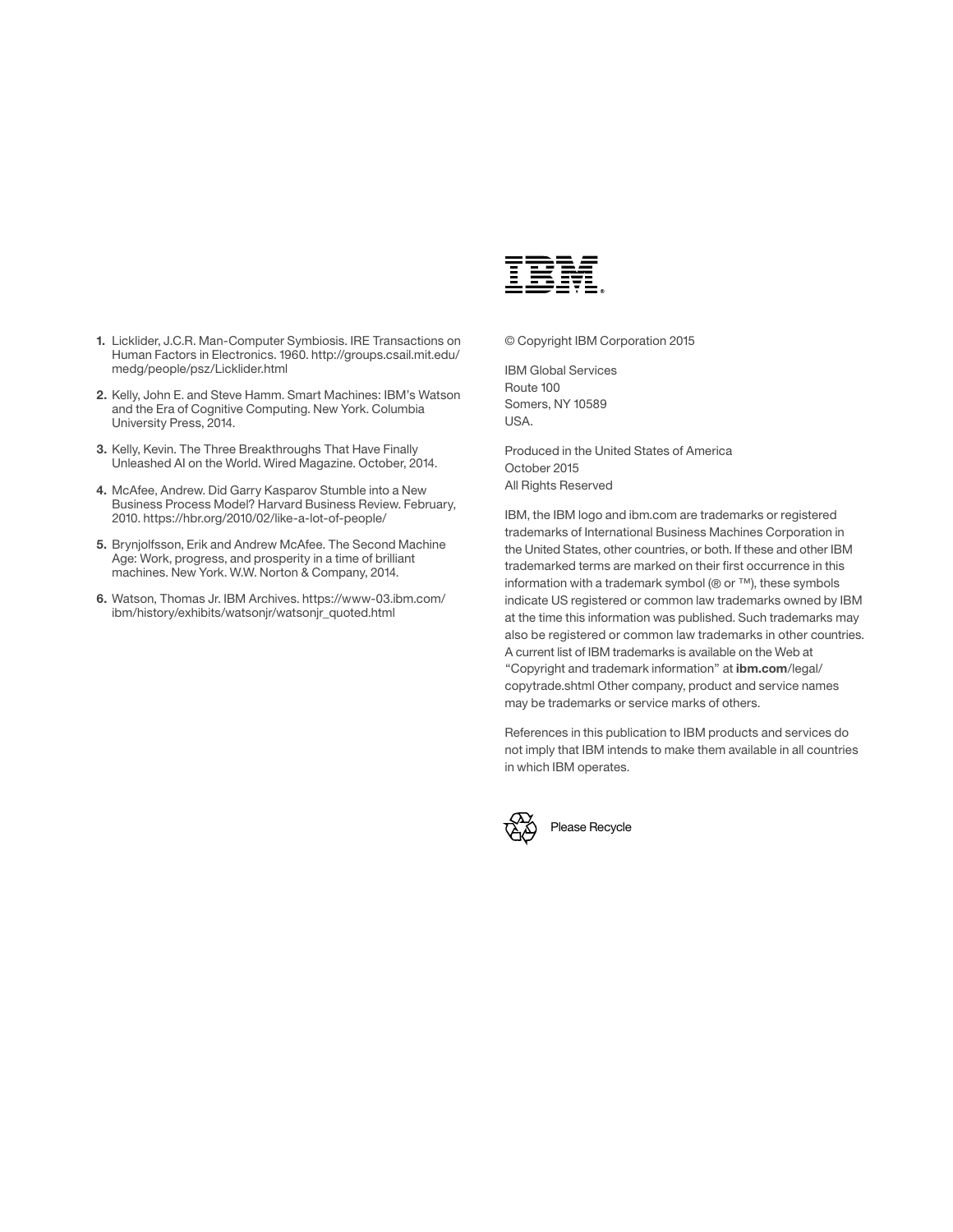1. Licklider, J.C.R. Man-Computer Symbiosis. IRE Transactions on Human Factors in Electronics. 1960. http://groups.csail.mit.edu/medg/people/psz/Licklider.html
2. Kelly, John E. and Steve Hamm. Smart Machines: IBM's Watson and the Era of Cognitive Computing. New York. Columbia University Press, 2014.
3. Kelly, Kevin. The Three Breakthroughs That Have Finally Unleashed AI on the World. Wired Magazine. October, 2014.
4. McAfee, Andrew. Did Garry Kasparov Stumble into a New Business Process Model? Harvard Business Review. February, 2010. https://hbr.org/2010/02/like-a-lot-of-people/
5. Brynjolfsson, Erik and Andrew McAfee. The Second Machine Age: Work, progress, and prosperity in a time of brilliant machines. New York. W.W. Norton & Company, 2014.
6. Watson, Thomas Jr. IBM Archives. https://www-03.ibm.com/ibm/history/exhibits/watsonjr/watsonjr_quoted.html

© Copyright IBM Corporation 2015

IBM Global Services
Route 100
Somers, NY 10589
USA.

Produced in the United States of America
October 2015
All Rights Reserved

IBM, the IBM logo and ibm.com are trademarks or registered trademarks of International Business Machines Corporation in the United States, other countries, or both. If these and other IBM trademarked terms are marked on their first occurrence in this information with a trademark symbol (® or ™), these symbols indicate US registered or common law trademarks owned by IBM at the time this information was published. Such trademarks may also be registered or common law trademarks in other countries. A current list of IBM trademarks is available on the Web at "Copyright and trademark information" at **ibm.com**/legal/copytrade.shtml Other company, product and service names may be trademarks or service marks of others.

References in this publication to IBM products and services do not imply that IBM intends to make them available in all countries in which IBM operates.

Please Recycle